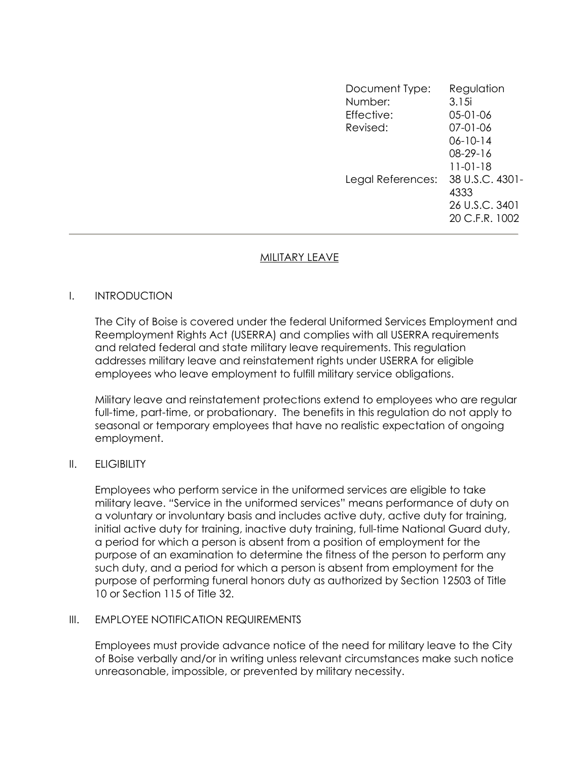| Document Type: | Regulation |
|---|---|
| Number: | 3.15i |
| Effective: | 05-01-06 |
| Revised: | 07-01-06 |
| | 06-10-14 |
| | 08-29-16 |
| | 11-01-18 |
| Legal References: | 38 U.S.C. 4301-4333 |
| | 26 U.S.C. 3401 |
| | 20 C.F.R. 1002 |

---

# MILITARY LEAVE

## I. INTRODUCTION

The City of Boise is covered under the federal Uniformed Services Employment and Reemployment Rights Act (USERRA) and complies with all USERRA requirements and related federal and state military leave requirements. This regulation addresses military leave and reinstatement rights under USERRA for eligible employees who leave employment to fulfill military service obligations.

Military leave and reinstatement protections extend to employees who are regular full-time, part-time, or probationary. The benefits in this regulation do not apply to seasonal or temporary employees that have no realistic expectation of ongoing employment.

## II. ELIGIBILITY

Employees who perform service in the uniformed services are eligible to take military leave. "Service in the uniformed services" means performance of duty on a voluntary or involuntary basis and includes active duty, active duty for training, initial active duty for training, inactive duty training, full-time National Guard duty, a period for which a person is absent from a position of employment for the purpose of an examination to determine the fitness of the person to perform any such duty, and a period for which a person is absent from employment for the purpose of performing funeral honors duty as authorized by Section 12503 of Title 10 or Section 115 of Title 32.

## III. EMPLOYEE NOTIFICATION REQUIREMENTS

Employees must provide advance notice of the need for military leave to the City of Boise verbally and/or in writing unless relevant circumstances make such notice unreasonable, impossible, or prevented by military necessity.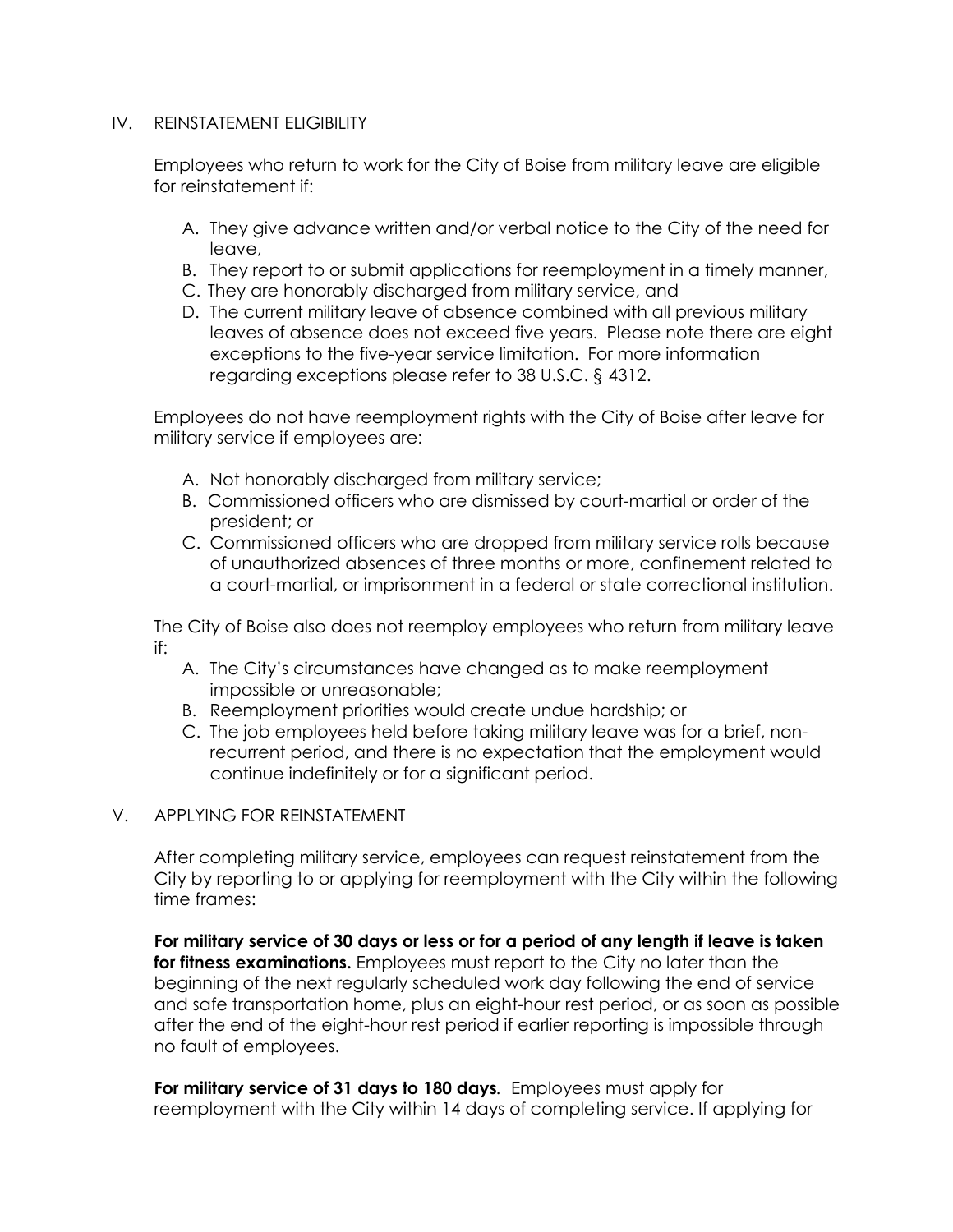## IV. REINSTATEMENT ELIGIBILITY

Employees who return to work for the City of Boise from military leave are eligible for reinstatement if:

A. They give advance written and/or verbal notice to the City of the need for leave,
B. They report to or submit applications for reemployment in a timely manner,
C. They are honorably discharged from military service, and
D. The current military leave of absence combined with all previous military leaves of absence does not exceed five years. Please note there are eight exceptions to the five-year service limitation. For more information regarding exceptions please refer to 38 U.S.C. § 4312.

Employees do not have reemployment rights with the City of Boise after leave for military service if employees are:

A. Not honorably discharged from military service;
B. Commissioned officers who are dismissed by court-martial or order of the president; or
C. Commissioned officers who are dropped from military service rolls because of unauthorized absences of three months or more, confinement related to a court-martial, or imprisonment in a federal or state correctional institution.

The City of Boise also does not reemploy employees who return from military leave if:

A. The City's circumstances have changed as to make reemployment impossible or unreasonable;
B. Reemployment priorities would create undue hardship; or
C. The job employees held before taking military leave was for a brief, non-recurrent period, and there is no expectation that the employment would continue indefinitely or for a significant period.

## V. APPLYING FOR REINSTATEMENT

After completing military service, employees can request reinstatement from the City by reporting to or applying for reemployment with the City within the following time frames:

**For military service of 30 days or less or for a period of any length if leave is taken for fitness examinations.** Employees must report to the City no later than the beginning of the next regularly scheduled work day following the end of service and safe transportation home, plus an eight-hour rest period, or as soon as possible after the end of the eight-hour rest period if earlier reporting is impossible through no fault of employees.

**For military service of 31 days to 180 days**. Employees must apply for reemployment with the City within 14 days of completing service. If applying for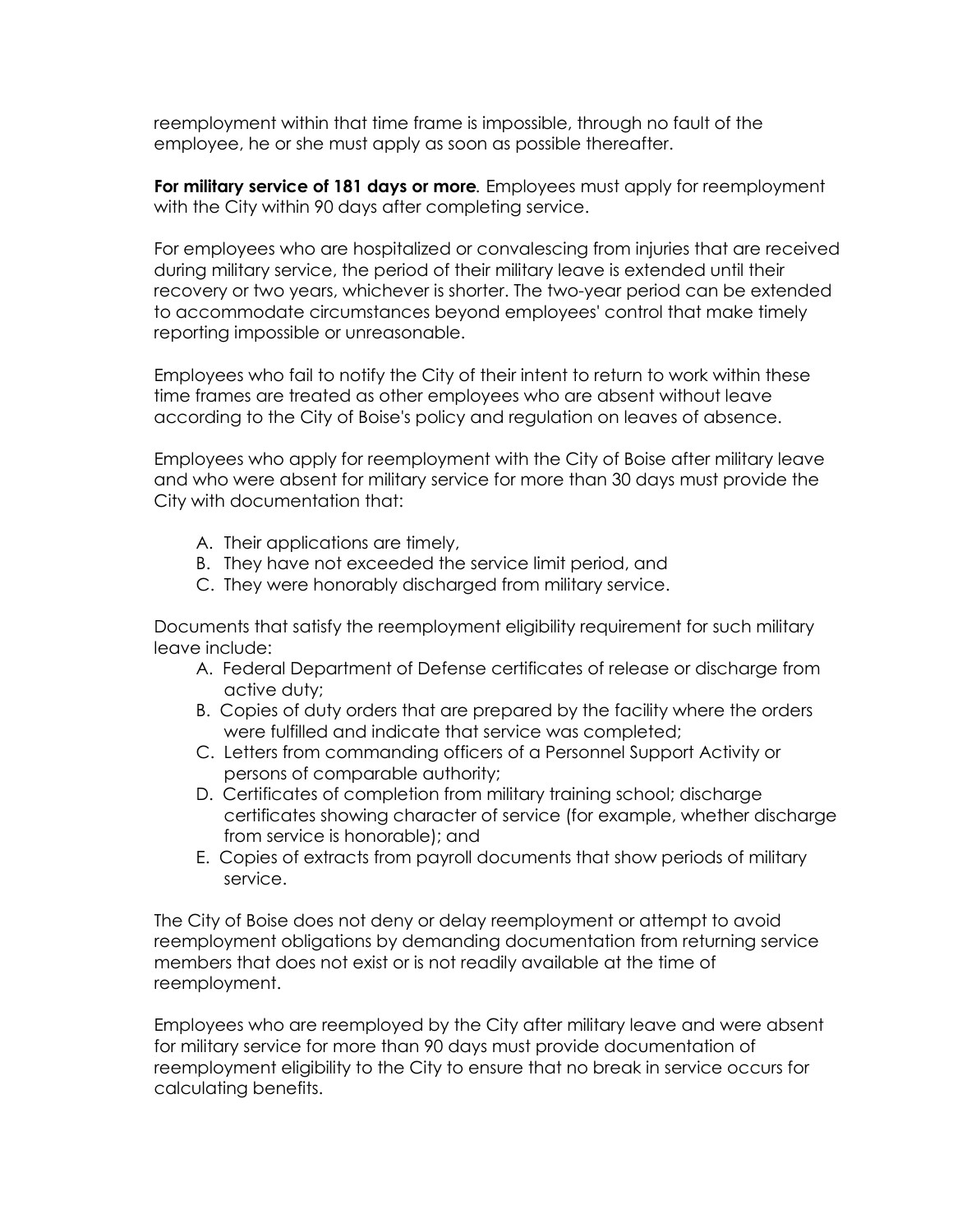reemployment within that time frame is impossible, through no fault of the employee, he or she must apply as soon as possible thereafter.

**For military service of 181 days or more***.* Employees must apply for reemployment with the City within 90 days after completing service.

For employees who are hospitalized or convalescing from injuries that are received during military service, the period of their military leave is extended until their recovery or two years, whichever is shorter. The two-year period can be extended to accommodate circumstances beyond employees' control that make timely reporting impossible or unreasonable.

Employees who fail to notify the City of their intent to return to work within these time frames are treated as other employees who are absent without leave according to the City of Boise's policy and regulation on leaves of absence.

Employees who apply for reemployment with the City of Boise after military leave and who were absent for military service for more than 30 days must provide the City with documentation that:

A. Their applications are timely,
B. They have not exceeded the service limit period, and
C. They were honorably discharged from military service.

Documents that satisfy the reemployment eligibility requirement for such military leave include:

A. Federal Department of Defense certificates of release or discharge from active duty;
B. Copies of duty orders that are prepared by the facility where the orders were fulfilled and indicate that service was completed;
C. Letters from commanding officers of a Personnel Support Activity or persons of comparable authority;
D. Certificates of completion from military training school; discharge certificates showing character of service (for example, whether discharge from service is honorable); and
E. Copies of extracts from payroll documents that show periods of military service.

The City of Boise does not deny or delay reemployment or attempt to avoid reemployment obligations by demanding documentation from returning service members that does not exist or is not readily available at the time of reemployment.

Employees who are reemployed by the City after military leave and were absent for military service for more than 90 days must provide documentation of reemployment eligibility to the City to ensure that no break in service occurs for calculating benefits.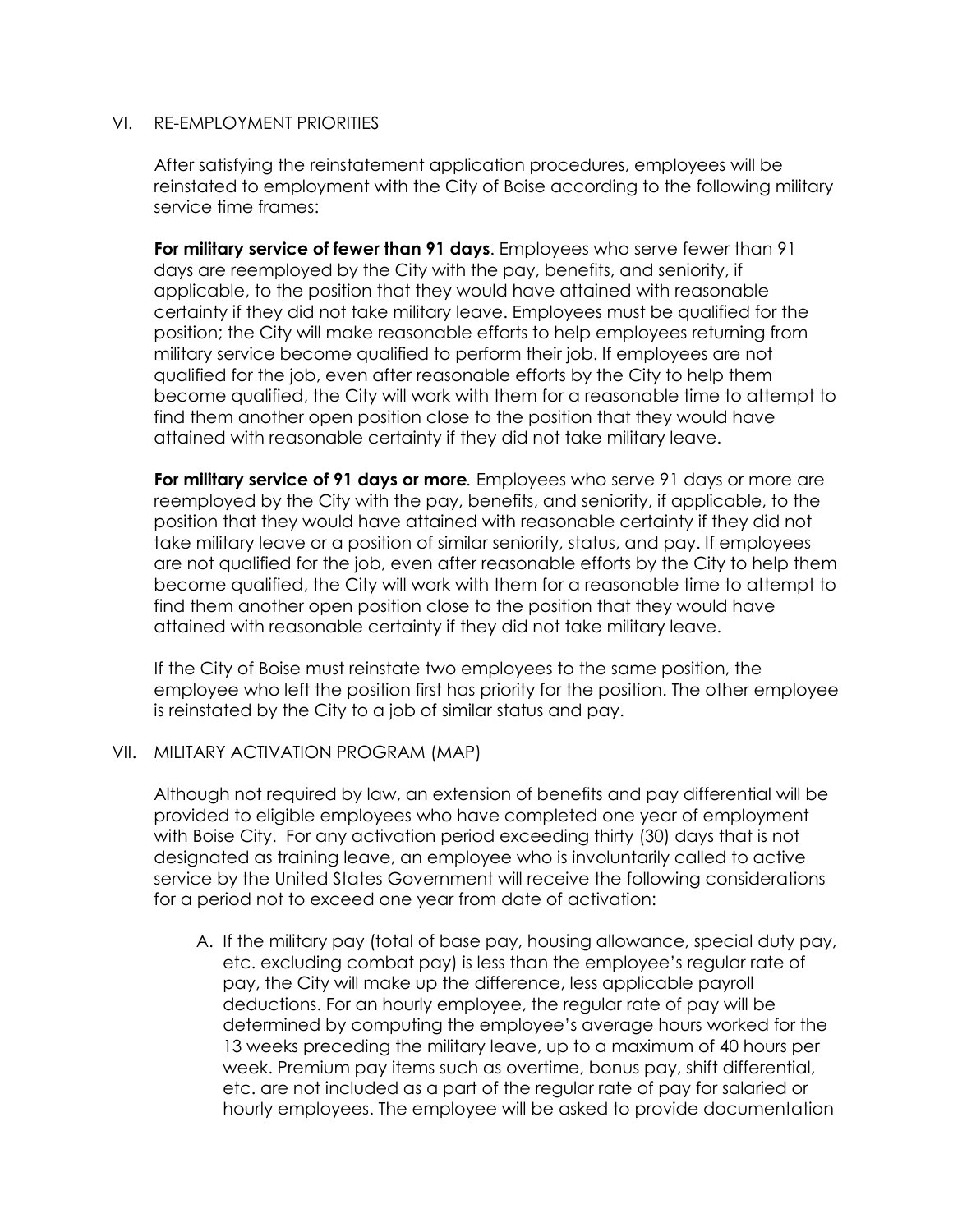## VI. RE-EMPLOYMENT PRIORITIES

After satisfying the reinstatement application procedures, employees will be reinstated to employment with the City of Boise according to the following military service time frames:

**For military service of fewer than 91 days**. Employees who serve fewer than 91 days are reemployed by the City with the pay, benefits, and seniority, if applicable, to the position that they would have attained with reasonable certainty if they did not take military leave. Employees must be qualified for the position; the City will make reasonable efforts to help employees returning from military service become qualified to perform their job. If employees are not qualified for the job, even after reasonable efforts by the City to help them become qualified, the City will work with them for a reasonable time to attempt to find them another open position close to the position that they would have attained with reasonable certainty if they did not take military leave.

**For military service of 91 days or more**. Employees who serve 91 days or more are reemployed by the City with the pay, benefits, and seniority, if applicable, to the position that they would have attained with reasonable certainty if they did not take military leave or a position of similar seniority, status, and pay. If employees are not qualified for the job, even after reasonable efforts by the City to help them become qualified, the City will work with them for a reasonable time to attempt to find them another open position close to the position that they would have attained with reasonable certainty if they did not take military leave.

If the City of Boise must reinstate two employees to the same position, the employee who left the position first has priority for the position. The other employee is reinstated by the City to a job of similar status and pay.

## VII. MILITARY ACTIVATION PROGRAM (MAP)

Although not required by law, an extension of benefits and pay differential will be provided to eligible employees who have completed one year of employment with Boise City. For any activation period exceeding thirty (30) days that is not designated as training leave, an employee who is involuntarily called to active service by the United States Government will receive the following considerations for a period not to exceed one year from date of activation:

A. If the military pay (total of base pay, housing allowance, special duty pay, etc. excluding combat pay) is less than the employee's regular rate of pay, the City will make up the difference, less applicable payroll deductions. For an hourly employee, the regular rate of pay will be determined by computing the employee's average hours worked for the 13 weeks preceding the military leave, up to a maximum of 40 hours per week. Premium pay items such as overtime, bonus pay, shift differential, etc. are not included as a part of the regular rate of pay for salaried or hourly employees. The employee will be asked to provide documentation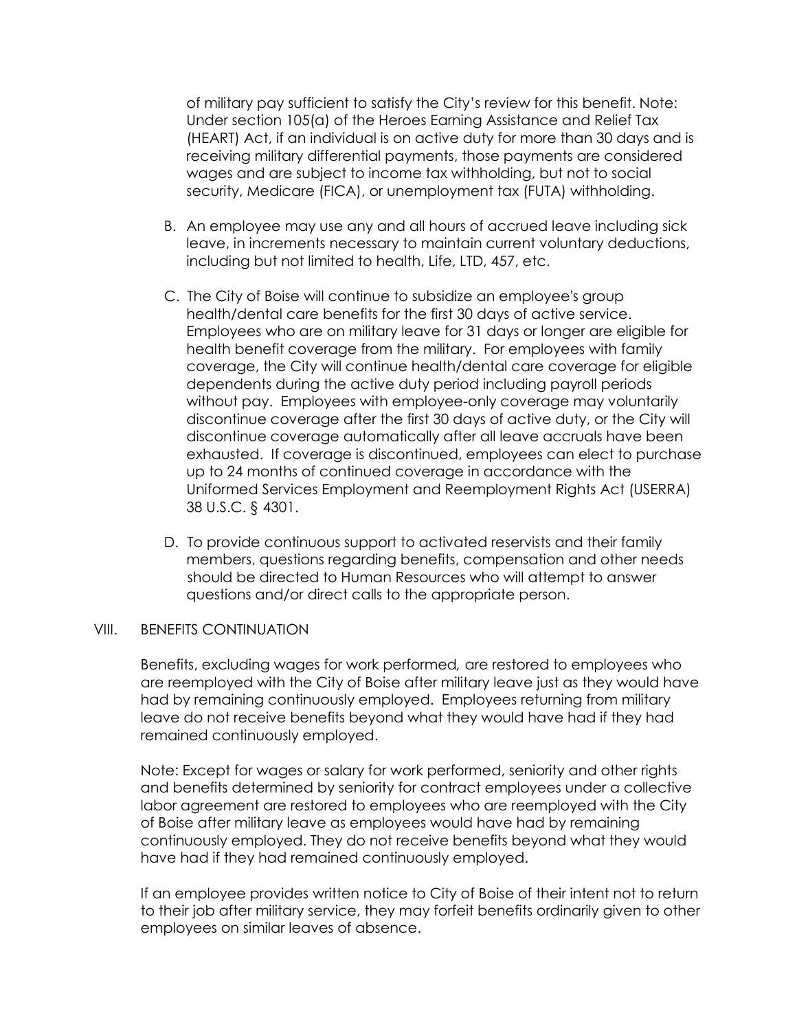of military pay sufficient to satisfy the City's review for this benefit. Note: Under section 105(a) of the Heroes Earning Assistance and Relief Tax (HEART) Act, if an individual is on active duty for more than 30 days and is receiving military differential payments, those payments are considered wages and are subject to income tax withholding, but not to social security, Medicare (FICA), or unemployment tax (FUTA) withholding.

B. An employee may use any and all hours of accrued leave including sick leave, in increments necessary to maintain current voluntary deductions, including but not limited to health, Life, LTD, 457, etc.

C. The City of Boise will continue to subsidize an employee's group health/dental care benefits for the first 30 days of active service. Employees who are on military leave for 31 days or longer are eligible for health benefit coverage from the military. For employees with family coverage, the City will continue health/dental care coverage for eligible dependents during the active duty period including payroll periods without pay. Employees with employee-only coverage may voluntarily discontinue coverage after the first 30 days of active duty, or the City will discontinue coverage automatically after all leave accruals have been exhausted. If coverage is discontinued, employees can elect to purchase up to 24 months of continued coverage in accordance with the Uniformed Services Employment and Reemployment Rights Act (USERRA) 38 U.S.C. § 4301.

D. To provide continuous support to activated reservists and their family members, questions regarding benefits, compensation and other needs should be directed to Human Resources who will attempt to answer questions and/or direct calls to the appropriate person.

## VIII. BENEFITS CONTINUATION

Benefits, excluding wages for work performed, are restored to employees who are reemployed with the City of Boise after military leave just as they would have had by remaining continuously employed. Employees returning from military leave do not receive benefits beyond what they would have had if they had remained continuously employed.

Note: Except for wages or salary for work performed, seniority and other rights and benefits determined by seniority for contract employees under a collective labor agreement are restored to employees who are reemployed with the City of Boise after military leave as employees would have had by remaining continuously employed. They do not receive benefits beyond what they would have had if they had remained continuously employed.

If an employee provides written notice to City of Boise of their intent not to return to their job after military service, they may forfeit benefits ordinarily given to other employees on similar leaves of absence.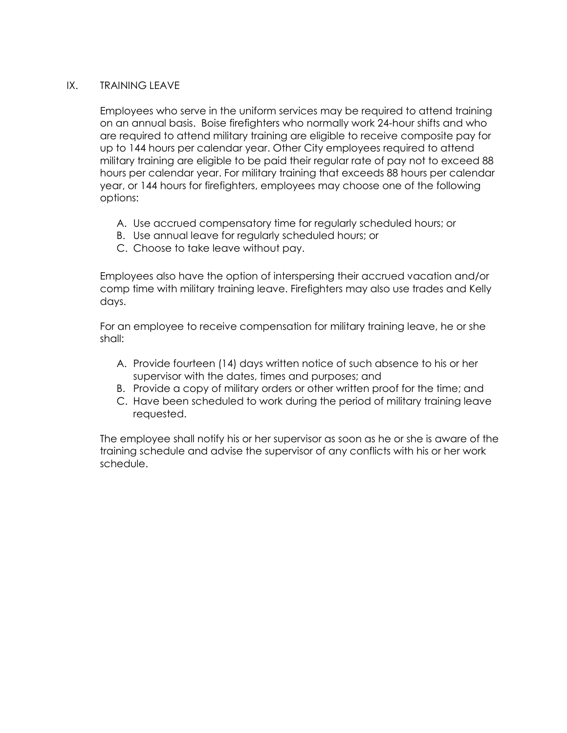## IX. TRAINING LEAVE

Employees who serve in the uniform services may be required to attend training on an annual basis. Boise firefighters who normally work 24-hour shifts and who are required to attend military training are eligible to receive composite pay for up to 144 hours per calendar year. Other City employees required to attend military training are eligible to be paid their regular rate of pay not to exceed 88 hours per calendar year. For military training that exceeds 88 hours per calendar year, or 144 hours for firefighters, employees may choose one of the following options:

A. Use accrued compensatory time for regularly scheduled hours; or
B. Use annual leave for regularly scheduled hours; or
C. Choose to take leave without pay.

Employees also have the option of interspersing their accrued vacation and/or comp time with military training leave. Firefighters may also use trades and Kelly days.

For an employee to receive compensation for military training leave, he or she shall:

A. Provide fourteen (14) days written notice of such absence to his or her supervisor with the dates, times and purposes; and
B. Provide a copy of military orders or other written proof for the time; and
C. Have been scheduled to work during the period of military training leave requested.

The employee shall notify his or her supervisor as soon as he or she is aware of the training schedule and advise the supervisor of any conflicts with his or her work schedule.